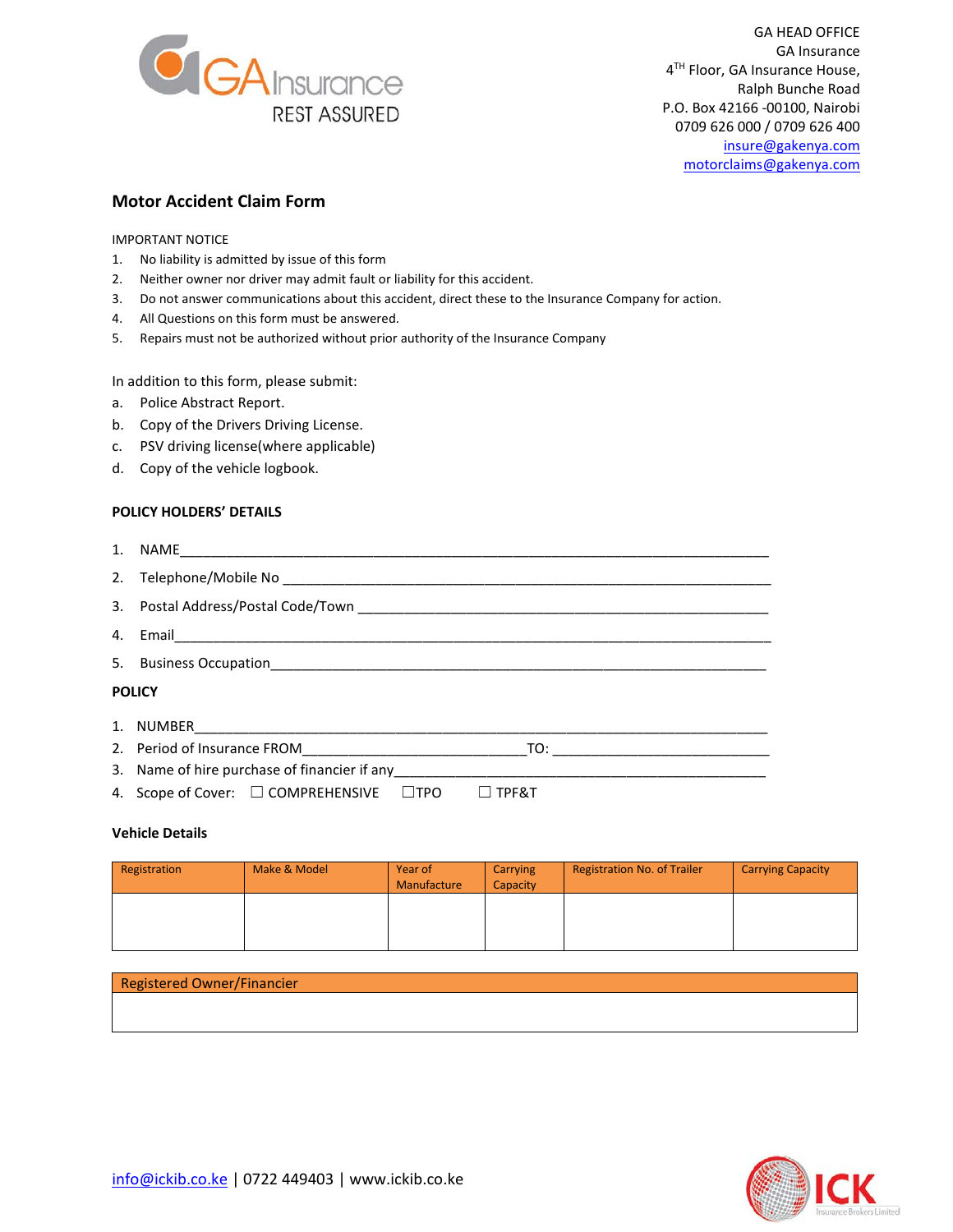GA Insurance
REST ASSURED

GA HEAD OFFICE
GA Insurance
4TH Floor, GA Insurance House,
Ralph Bunche Road
P.O. Box 42166 -00100, Nairobi
0709 626 000 / 0709 626 400
insure@gakenya.com
motorclaims@gakenya.com

## Motor Accident Claim Form

IMPORTANT NOTICE

1. No liability is admitted by issue of this form
2. Neither owner nor driver may admit fault or liability for this accident.
3. Do not answer communications about this accident, direct these to the Insurance Company for action.
4. All Questions on this form must be answered.
5. Repairs must not be authorized without prior authority of the Insurance Company

In addition to this form, please submit:

a. Police Abstract Report.
b. Copy of the Drivers Driving License.
c. PSV driving license(where applicable)
d. Copy of the vehicle logbook.

### POLICY HOLDERS' DETAILS

1. NAME_______________________________________________________________________________
2. Telephone/Mobile No ____________________________________________________________
3. Postal Address/Postal Code/Town ___________________________________________________
4. Email_______________________________________________________________________________
5. Business Occupation_____________________________________________________________

### POLICY

1. NUMBER______________________________________________________________________________
2. Period of Insurance FROM_____________________________TO: ____________________________
3. Name of hire purchase of financier if any__________________________________________________
4. Scope of Cover: ☐ COMPREHENSIVE ☐TPO ☐ TPF&T

### Vehicle Details

| Registration | Make & Model | Year of Manufacture | Carrying Capacity | Registration No. of Trailer | Carrying Capacity |
|---|---|---|---|---|---|
| | | | | | |

| Registered Owner/Financier |
|---|
| |

info@ickib.co.ke | 0722 449403 | www.ickib.co.ke

ICK Insurance Brokers Limited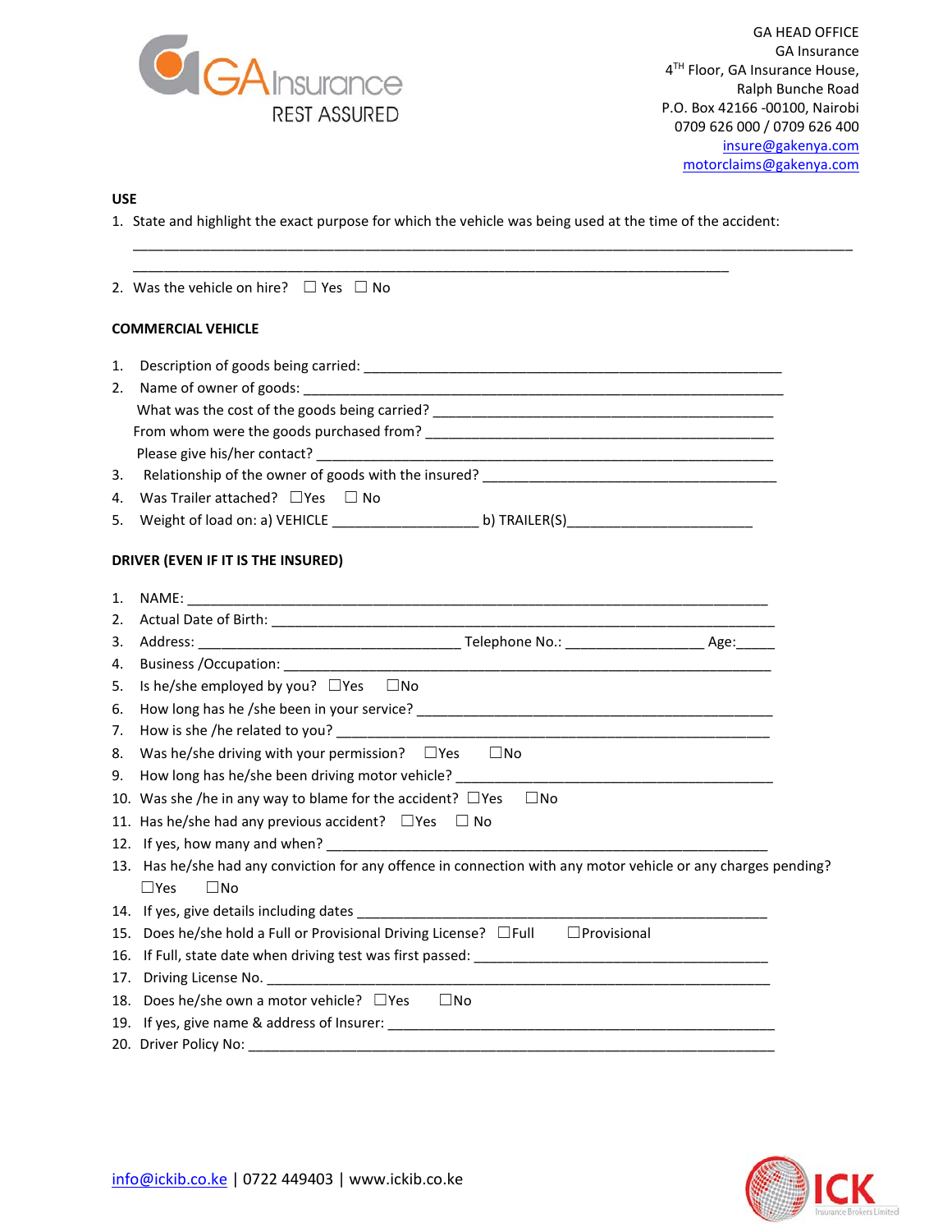GA HEAD OFFICE
GA Insurance
4TH Floor, GA Insurance House,
Ralph Bunche Road
P.O. Box 42166 -00100, Nairobi
0709 626 000 / 0709 626 400
insure@gakenya.com
motorclaims@gakenya.com

**USE**

1. State and highlight the exact purpose for which the vehicle was being used at the time of the accident:

   ______________________________________________________________________________

   ________________________________________________________________

2. Was the vehicle on hire? ☐ Yes ☐ No

**COMMERCIAL VEHICLE**

1. Description of goods being carried: ____________________________________________
2. Name of owner of goods: ______________________________________________________
   What was the cost of the goods being carried? _____________________________________
   From whom were the goods purchased from? ______________________________________
   Please give his/her contact? ____________________________________________________
3. Relationship of the owner of goods with the insured? ___________________________________
4. Was Trailer attached? ☐Yes ☐ No
5. Weight of load on: a) VEHICLE _________________ b) TRAILER(S)______________________

**DRIVER (EVEN IF IT IS THE INSURED)**

1. NAME: ______________________________________________________________________
2. Actual Date of Birth: ____________________________________________________________
3. Address: _______________________________ Telephone No.: ________________ Age:_____
4. Business /Occupation: __________________________________________________________
5. Is he/she employed by you? ☐Yes ☐No
6. How long has he /she been in your service? _______________________________________
7. How is she /he related to you? __________________________________________________
8. Was he/she driving with your permission? ☐Yes ☐No
9. How long has he/she been driving motor vehicle? ___________________________________
10. Was she /he in any way to blame for the accident? ☐Yes ☐No
11. Has he/she had any previous accident? ☐Yes ☐ No
12. If yes, how many and when? _____________________________________________________
13. Has he/she had any conviction for any offence in connection with any motor vehicle or any charges pending? ☐Yes ☐No
14. If yes, give details including dates ________________________________________________
15. Does he/she hold a Full or Provisional Driving License? ☐Full ☐Provisional
16. If Full, state date when driving test was first passed: __________________________________
17. Driving License No. ____________________________________________________________
18. Does he/she own a motor vehicle? ☐Yes ☐No
19. If yes, give name & address of Insurer: _____________________________________________
20. Driver Policy No: ______________________________________________________________

info@ickib.co.ke | 0722 449403 | www.ickib.co.ke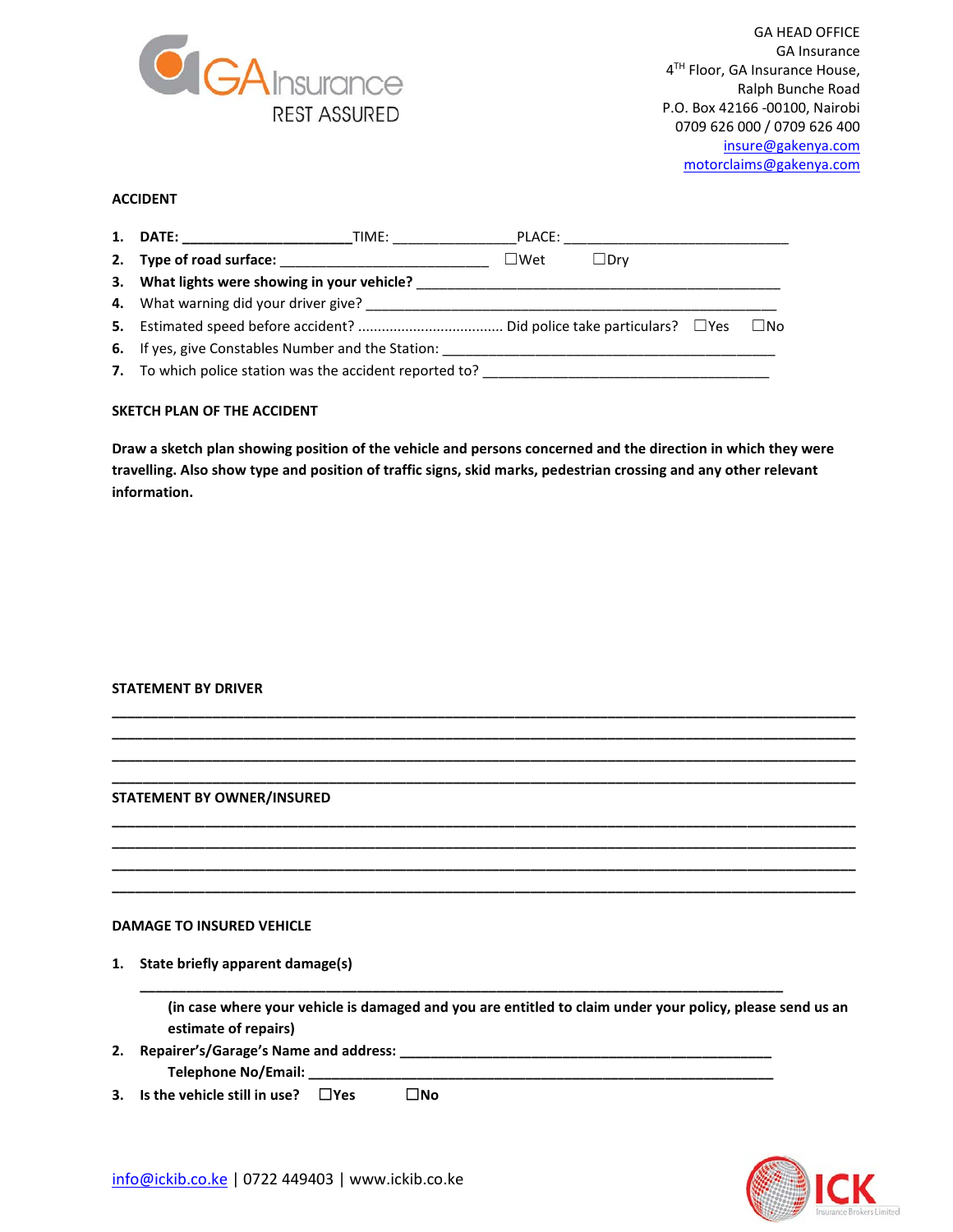GA HEAD OFFICE
GA Insurance
4TH Floor, GA Insurance House,
Ralph Bunche Road
P.O. Box 42166 -00100, Nairobi
0709 626 000 / 0709 626 400
insure@gakenya.com
motorclaims@gakenya.com

## ACCIDENT

1. **DATE: ______________________**TIME: ________________PLACE: ______________________________
2. **Type of road surface:** ____________________________ ☐Wet ☐Dry
3. **What lights were showing in your vehicle?** ________________________________________________
4. What warning did your driver give? ______________________________________________________
5. Estimated speed before accident? ..................................... Did police take particulars? ☐Yes ☐No
6. If yes, give Constables Number and the Station: ________________________________________
7. To which police station was the accident reported to? ______________________________________

## SKETCH PLAN OF THE ACCIDENT

**Draw a sketch plan showing position of the vehicle and persons concerned and the direction in which they were travelling. Also show type and position of traffic signs, skid marks, pedestrian crossing and any other relevant information.**

## STATEMENT BY DRIVER

______________________________________________________________________________________
______________________________________________________________________________________
______________________________________________________________________________________
______________________________________________________________________________________

## STATEMENT BY OWNER/INSURED

______________________________________________________________________________________
______________________________________________________________________________________
______________________________________________________________________________________
______________________________________________________________________________________

## DAMAGE TO INSURED VEHICLE

1. **State briefly apparent damage(s)**

   ____________________________________________________________________________

   **(in case where your vehicle is damaged and you are entitled to claim under your policy, please send us an estimate of repairs)**

2. **Repairer's/Garage's Name and address:** ______________________________________________

   **Telephone No/Email:** ______________________________________________________________

3. **Is the vehicle still in use?** ☐**Yes** ☐**No**

info@ickib.co.ke | 0722 449403 | www.ickib.co.ke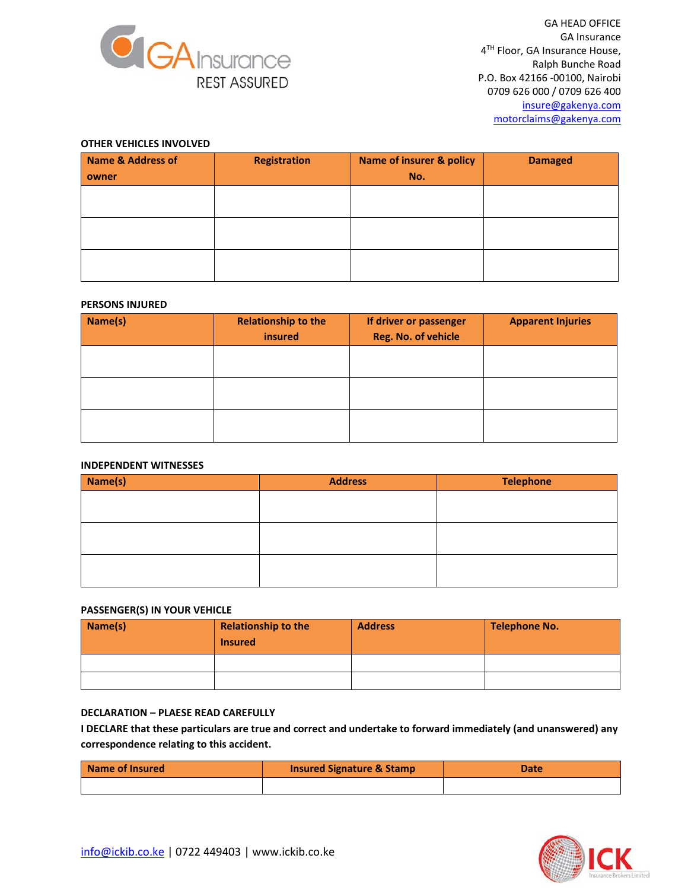GA HEAD OFFICE
GA Insurance
4TH Floor, GA Insurance House,
Ralph Bunche Road
P.O. Box 42166 -00100, Nairobi
0709 626 000 / 0709 626 400
insure@gakenya.com
motorclaims@gakenya.com

**OTHER VEHICLES INVOLVED**

| Name & Address of owner | Registration | Name of insurer & policy No. | Damaged |
|---|---|---|---|
| | | | |
| | | | |
| | | | |

**PERSONS INJURED**

| Name(s) | Relationship to the insured | If driver or passenger Reg. No. of vehicle | Apparent Injuries |
|---|---|---|---|
| | | | |
| | | | |
| | | | |

**INDEPENDENT WITNESSES**

| Name(s) | Address | Telephone |
|---|---|---|
| | | |
| | | |
| | | |

**PASSENGER(S) IN YOUR VEHICLE**

| Name(s) | Relationship to the Insured | Address | Telephone No. |
|---|---|---|---|
| | | | |
| | | | |

**DECLARATION – PLAESE READ CAREFULLY**

**I DECLARE that these particulars are true and correct and undertake to forward immediately (and unanswered) any correspondence relating to this accident.**

| Name of Insured | Insured Signature & Stamp | Date |
|---|---|---|
| | | |

info@ickib.co.ke | 0722 449403 | www.ickib.co.ke